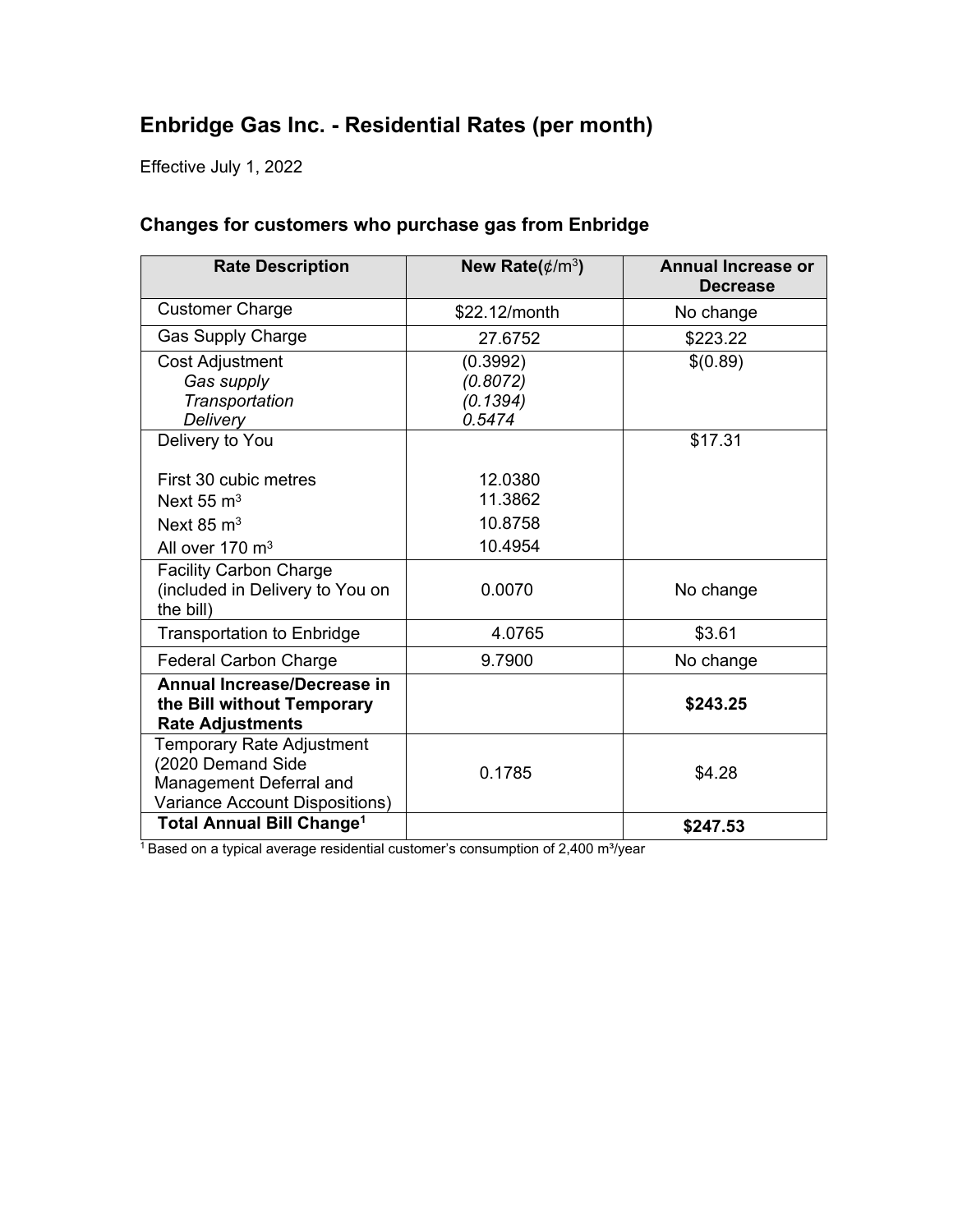## Enbridge Gas Inc. - Residential Rates (per month)

Effective July 1, 2022

### Changes for customers who purchase gas from Enbridge

| Rate Description | New Rate(¢/$m^3$) | Annual Increase or Decrease |
|---|---|---|
| Customer Charge | $22.12/month | No change |
| Gas Supply Charge | 27.6752 | $223.22 |
| Cost Adjustment<br>*Gas supply*<br>*Transportation*<br>*Delivery* | (0.3992)<br>*(0.8072)*<br>*(0.1394)*<br>*0.5474* | $(0.89) |
| Delivery to You | | $17.31 |
| First 30 cubic metres | 12.0380 | |
| Next 55 $m^3$ | 11.3862 | |
| Next 85 $m^3$ | 10.8758 | |
| All over 170 $m^3$ | 10.4954 | |
| Facility Carbon Charge (included in Delivery to You on the bill) | 0.0070 | No change |
| Transportation to Enbridge | 4.0765 | $3.61 |
| Federal Carbon Charge | 9.7900 | No change |
| **Annual Increase/Decrease in the Bill without Temporary Rate Adjustments** | | **$243.25** |
| Temporary Rate Adjustment (2020 Demand Side Management Deferral and Variance Account Dispositions) | 0.1785 | $4.28 |
| **Total Annual Bill Change[1]** | | **$247.53** |

[1] Based on a typical average residential customer's consumption of 2,400 $m^3$/year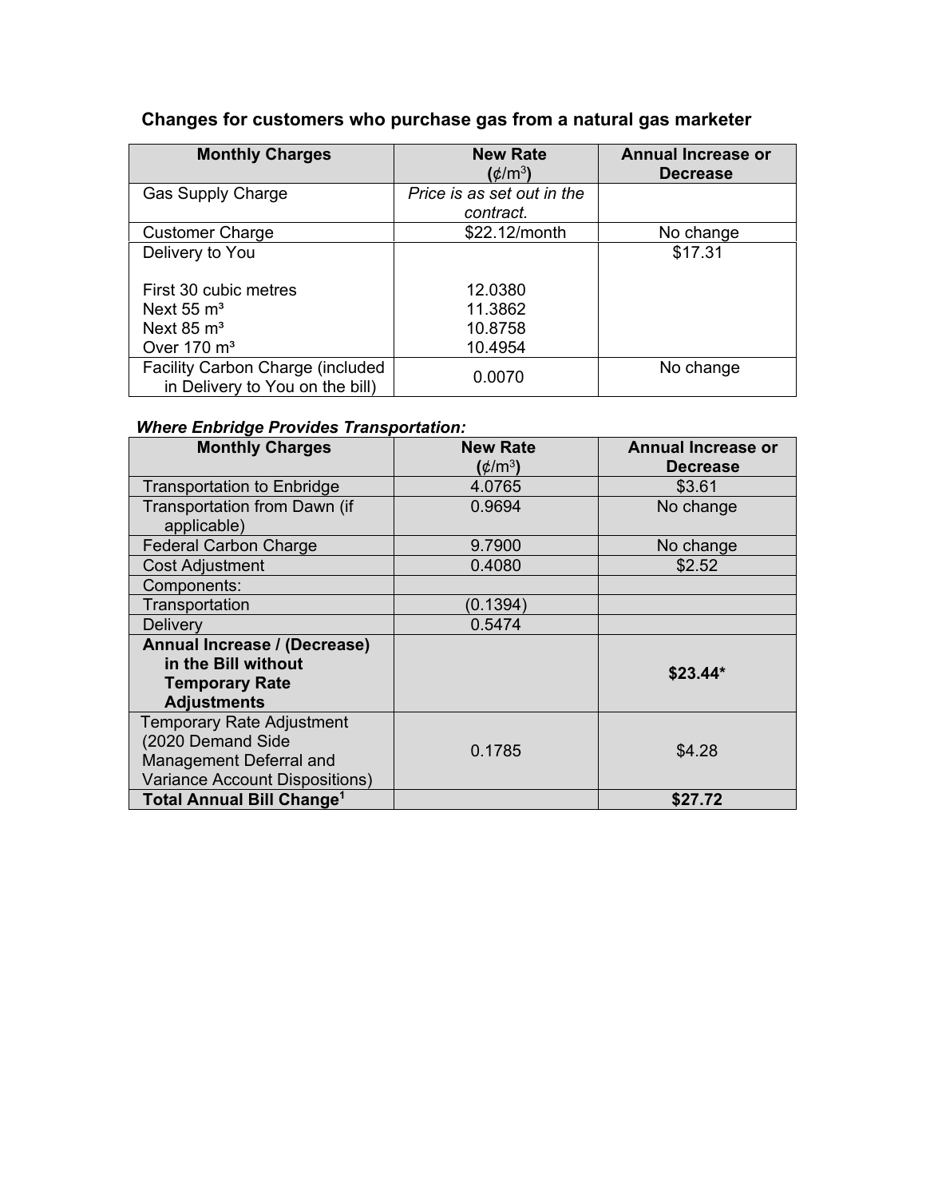### Changes for customers who purchase gas from a natural gas marketer

| Monthly Charges | New Rate (¢/m³) | Annual Increase or Decrease |
| --- | --- | --- |
| Gas Supply Charge | *Price is as set out in the contract.* | |
| Customer Charge | $22.12/month | No change |
| Delivery to You<br><br>First 30 cubic metres<br>Next 55 m³<br>Next 85 m³<br>Over 170 m³ | <br><br>12.0380<br>11.3862<br>10.8758<br>10.4954 | $17.31 |
| Facility Carbon Charge (included in Delivery to You on the bill) | 0.0070 | No change |

***Where Enbridge Provides Transportation:***

| Monthly Charges | New Rate (¢/m³) | Annual Increase or Decrease |
| --- | --- | --- |
| Transportation to Enbridge | 4.0765 | $3.61 |
| Transportation from Dawn (if applicable) | 0.9694 | No change |
| Federal Carbon Charge | 9.7900 | No change |
| Cost Adjustment | 0.4080 | $2.52 |
| Components: | | |
| Transportation | (0.1394) | |
| Delivery | 0.5474 | |
| **Annual Increase / (Decrease) in the Bill without Temporary Rate Adjustments** | | **$23.44*** |
| Temporary Rate Adjustment (2020 Demand Side Management Deferral and Variance Account Dispositions) | 0.1785 | $4.28 |
| **Total Annual Bill Change[1]** | | **$27.72** |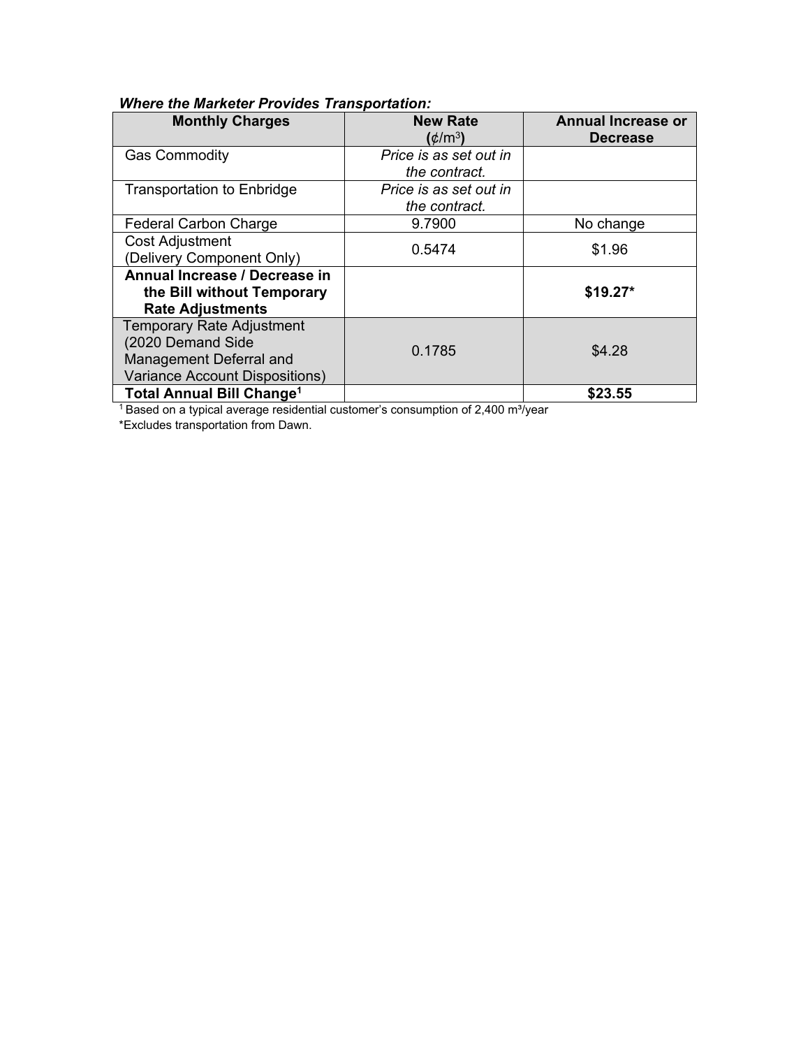***Where the Marketer Provides Transportation:***

| Monthly Charges | New Rate (¢/m$^3$) | Annual Increase or Decrease |
|---|---|---|
| Gas Commodity | *Price is as set out in the contract.* | |
| Transportation to Enbridge | *Price is as set out in the contract.* | |
| Federal Carbon Charge | 9.7900 | No change |
| Cost Adjustment (Delivery Component Only) | 0.5474 | $1.96 |
| **Annual Increase / Decrease in the Bill without Temporary Rate Adjustments** | | **$19.27*** |
| Temporary Rate Adjustment (2020 Demand Side Management Deferral and Variance Account Dispositions) | 0.1785 | $4.28 |
| **Total Annual Bill Change[1]** | | **$23.55** |

[1] Based on a typical average residential customer's consumption of 2,400 m$^3$/year

*Excludes transportation from Dawn.